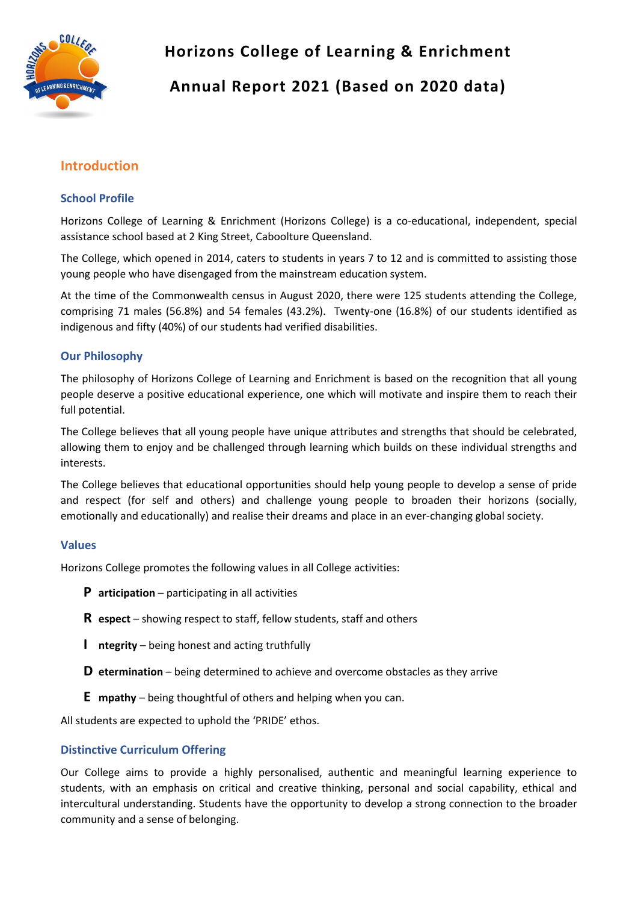# Horizons College of Learning & Enrichment

# Annual Report 2021 (Based on 2020 data)

## Introduction

### School Profile

Horizons College of Learning & Enrichment (Horizons College) is a co-educational, independent, special assistance school based at 2 King Street, Caboolture Queensland.

The College, which opened in 2014, caters to students in years 7 to 12 and is committed to assisting those young people who have disengaged from the mainstream education system.

At the time of the Commonwealth census in August 2020, there were 125 students attending the College, comprising 71 males (56.8%) and 54 females (43.2%). Twenty-one (16.8%) of our students identified as indigenous and fifty (40%) of our students had verified disabilities.

### Our Philosophy

The philosophy of Horizons College of Learning and Enrichment is based on the recognition that all young people deserve a positive educational experience, one which will motivate and inspire them to reach their full potential.

The College believes that all young people have unique attributes and strengths that should be celebrated, allowing them to enjoy and be challenged through learning which builds on these individual strengths and interests.

The College believes that educational opportunities should help young people to develop a sense of pride and respect (for self and others) and challenge young people to broaden their horizons (socially, emotionally and educationally) and realise their dreams and place in an ever-changing global society.

### Values

Horizons College promotes the following values in all College activities:

- **P articipation** – participating in all activities
- **R espect** – showing respect to staff, fellow students, staff and others
- **I ntegrity** – being honest and acting truthfully
- **D etermination** – being determined to achieve and overcome obstacles as they arrive
- **E mpathy** – being thoughtful of others and helping when you can.

All students are expected to uphold the 'PRIDE' ethos.

### Distinctive Curriculum Offering

Our College aims to provide a highly personalised, authentic and meaningful learning experience to students, with an emphasis on critical and creative thinking, personal and social capability, ethical and intercultural understanding. Students have the opportunity to develop a strong connection to the broader community and a sense of belonging.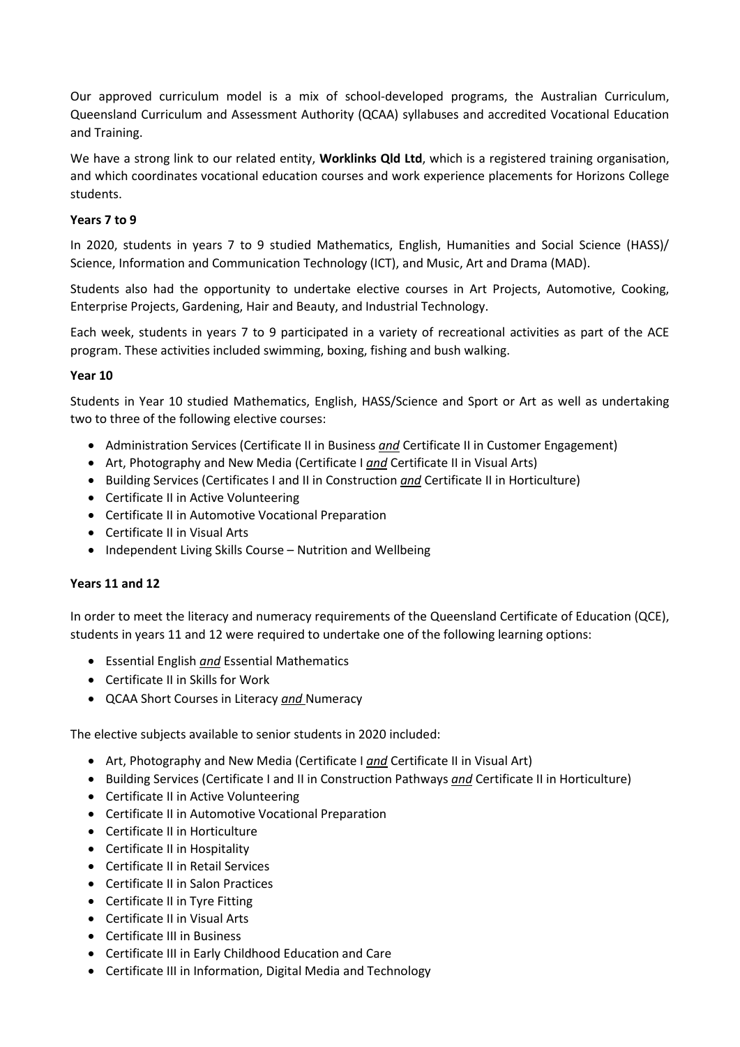Our approved curriculum model is a mix of school-developed programs, the Australian Curriculum, Queensland Curriculum and Assessment Authority (QCAA) syllabuses and accredited Vocational Education and Training.

We have a strong link to our related entity, **Worklinks Qld Ltd**, which is a registered training organisation, and which coordinates vocational education courses and work experience placements for Horizons College students.

**Years 7 to 9**

In 2020, students in years 7 to 9 studied Mathematics, English, Humanities and Social Science (HASS)/ Science, Information and Communication Technology (ICT), and Music, Art and Drama (MAD).

Students also had the opportunity to undertake elective courses in Art Projects, Automotive, Cooking, Enterprise Projects, Gardening, Hair and Beauty, and Industrial Technology.

Each week, students in years 7 to 9 participated in a variety of recreational activities as part of the ACE program. These activities included swimming, boxing, fishing and bush walking.

**Year 10**

Students in Year 10 studied Mathematics, English, HASS/Science and Sport or Art as well as undertaking two to three of the following elective courses:

- Administration Services (Certificate II in Business ***and*** Certificate II in Customer Engagement)
- Art, Photography and New Media (Certificate I ***and*** Certificate II in Visual Arts)
- Building Services (Certificates I and II in Construction ***and*** Certificate II in Horticulture)
- Certificate II in Active Volunteering
- Certificate II in Automotive Vocational Preparation
- Certificate II in Visual Arts
- Independent Living Skills Course – Nutrition and Wellbeing

**Years 11 and 12**

In order to meet the literacy and numeracy requirements of the Queensland Certificate of Education (QCE), students in years 11 and 12 were required to undertake one of the following learning options:

- Essential English ***and*** Essential Mathematics
- Certificate II in Skills for Work
- QCAA Short Courses in Literacy ***and*** Numeracy

The elective subjects available to senior students in 2020 included:

- Art, Photography and New Media (Certificate I ***and*** Certificate II in Visual Art)
- Building Services (Certificate I and II in Construction Pathways ***and*** Certificate II in Horticulture)
- Certificate II in Active Volunteering
- Certificate II in Automotive Vocational Preparation
- Certificate II in Horticulture
- Certificate II in Hospitality
- Certificate II in Retail Services
- Certificate II in Salon Practices
- Certificate II in Tyre Fitting
- Certificate II in Visual Arts
- Certificate III in Business
- Certificate III in Early Childhood Education and Care
- Certificate III in Information, Digital Media and Technology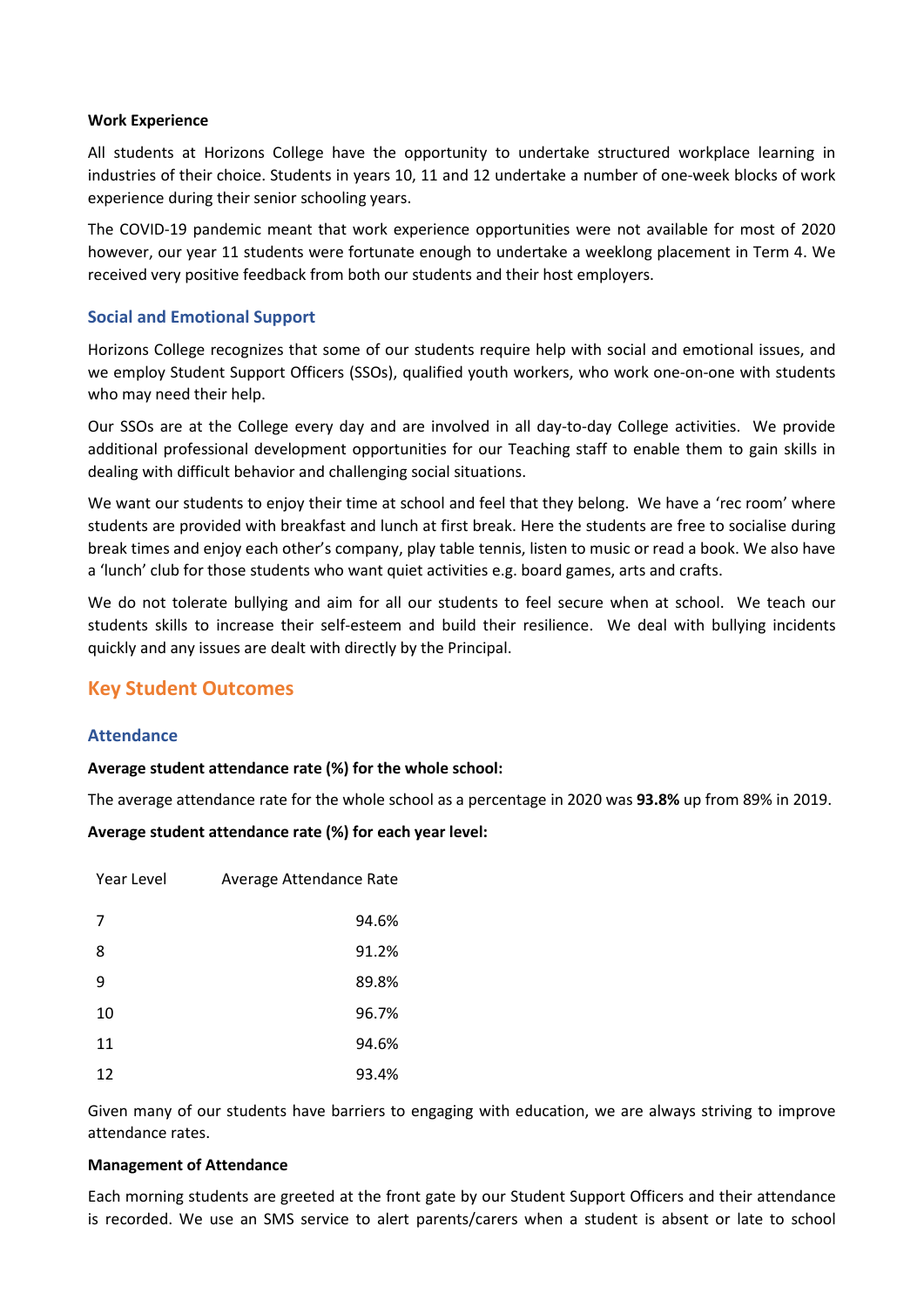**Work Experience**

All students at Horizons College have the opportunity to undertake structured workplace learning in industries of their choice. Students in years 10, 11 and 12 undertake a number of one-week blocks of work experience during their senior schooling years.

The COVID-19 pandemic meant that work experience opportunities were not available for most of 2020 however, our year 11 students were fortunate enough to undertake a weeklong placement in Term 4. We received very positive feedback from both our students and their host employers.

### Social and Emotional Support

Horizons College recognizes that some of our students require help with social and emotional issues, and we employ Student Support Officers (SSOs), qualified youth workers, who work one-on-one with students who may need their help.

Our SSOs are at the College every day and are involved in all day-to-day College activities. We provide additional professional development opportunities for our Teaching staff to enable them to gain skills in dealing with difficult behavior and challenging social situations.

We want our students to enjoy their time at school and feel that they belong. We have a 'rec room' where students are provided with breakfast and lunch at first break. Here the students are free to socialise during break times and enjoy each other's company, play table tennis, listen to music or read a book. We also have a 'lunch' club for those students who want quiet activities e.g. board games, arts and crafts.

We do not tolerate bullying and aim for all our students to feel secure when at school. We teach our students skills to increase their self-esteem and build their resilience. We deal with bullying incidents quickly and any issues are dealt with directly by the Principal.

## Key Student Outcomes

### Attendance

**Average student attendance rate (%) for the whole school:**

The average attendance rate for the whole school as a percentage in 2020 was **93.8%** up from 89% in 2019.

**Average student attendance rate (%) for each year level:**

| Year Level | Average Attendance Rate |
|---|---|
| 7 | 94.6% |
| 8 | 91.2% |
| 9 | 89.8% |
| 10 | 96.7% |
| 11 | 94.6% |
| 12 | 93.4% |

Given many of our students have barriers to engaging with education, we are always striving to improve attendance rates.

**Management of Attendance**

Each morning students are greeted at the front gate by our Student Support Officers and their attendance is recorded. We use an SMS service to alert parents/carers when a student is absent or late to school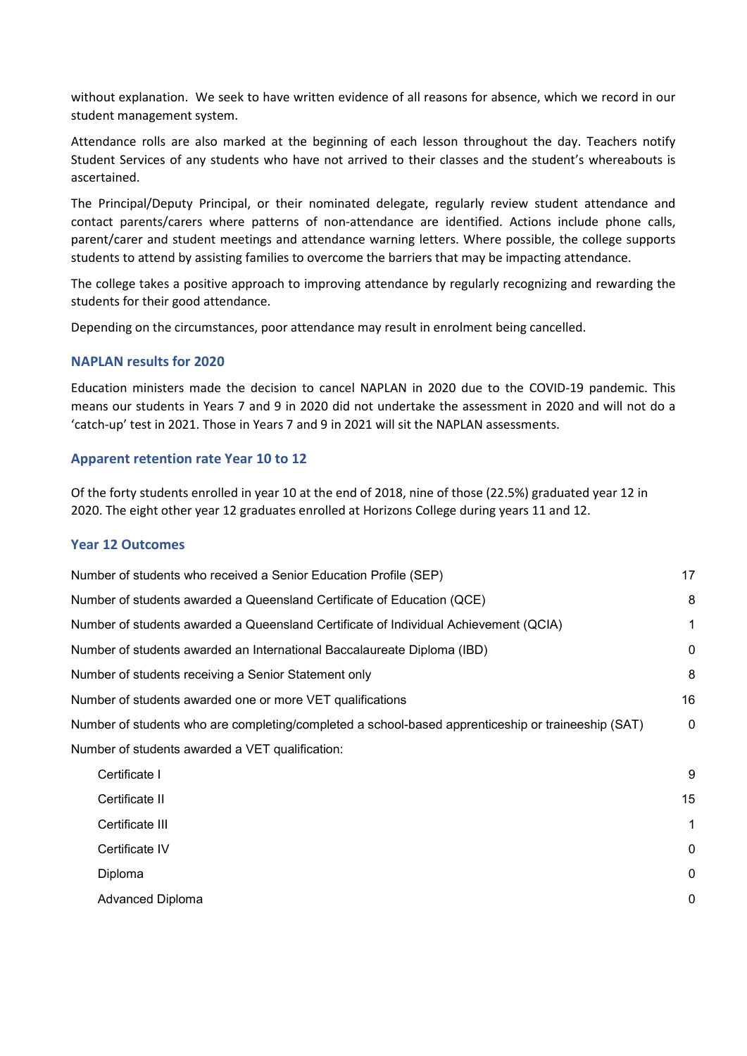without explanation. We seek to have written evidence of all reasons for absence, which we record in our student management system.

Attendance rolls are also marked at the beginning of each lesson throughout the day. Teachers notify Student Services of any students who have not arrived to their classes and the student's whereabouts is ascertained.

The Principal/Deputy Principal, or their nominated delegate, regularly review student attendance and contact parents/carers where patterns of non-attendance are identified. Actions include phone calls, parent/carer and student meetings and attendance warning letters. Where possible, the college supports students to attend by assisting families to overcome the barriers that may be impacting attendance.

The college takes a positive approach to improving attendance by regularly recognizing and rewarding the students for their good attendance.

Depending on the circumstances, poor attendance may result in enrolment being cancelled.

### NAPLAN results for 2020

Education ministers made the decision to cancel NAPLAN in 2020 due to the COVID-19 pandemic. This means our students in Years 7 and 9 in 2020 did not undertake the assessment in 2020 and will not do a 'catch-up' test in 2021. Those in Years 7 and 9 in 2021 will sit the NAPLAN assessments.

### Apparent retention rate Year 10 to 12

Of the forty students enrolled in year 10 at the end of 2018, nine of those (22.5%) graduated year 12 in 2020. The eight other year 12 graduates enrolled at Horizons College during years 11 and 12.

### Year 12 Outcomes

| Outcome | Number |
| --- | --- |
| Number of students who received a Senior Education Profile (SEP) | 17 |
| Number of students awarded a Queensland Certificate of Education (QCE) | 8 |
| Number of students awarded a Queensland Certificate of Individual Achievement (QCIA) | 1 |
| Number of students awarded an International Baccalaureate Diploma (IBD) | 0 |
| Number of students receiving a Senior Statement only | 8 |
| Number of students awarded one or more VET qualifications | 16 |
| Number of students who are completing/completed a school-based apprenticeship or traineeship (SAT) | 0 |
| Number of students awarded a VET qualification: | |
| Certificate I | 9 |
| Certificate II | 15 |
| Certificate III | 1 |
| Certificate IV | 0 |
| Diploma | 0 |
| Advanced Diploma | 0 |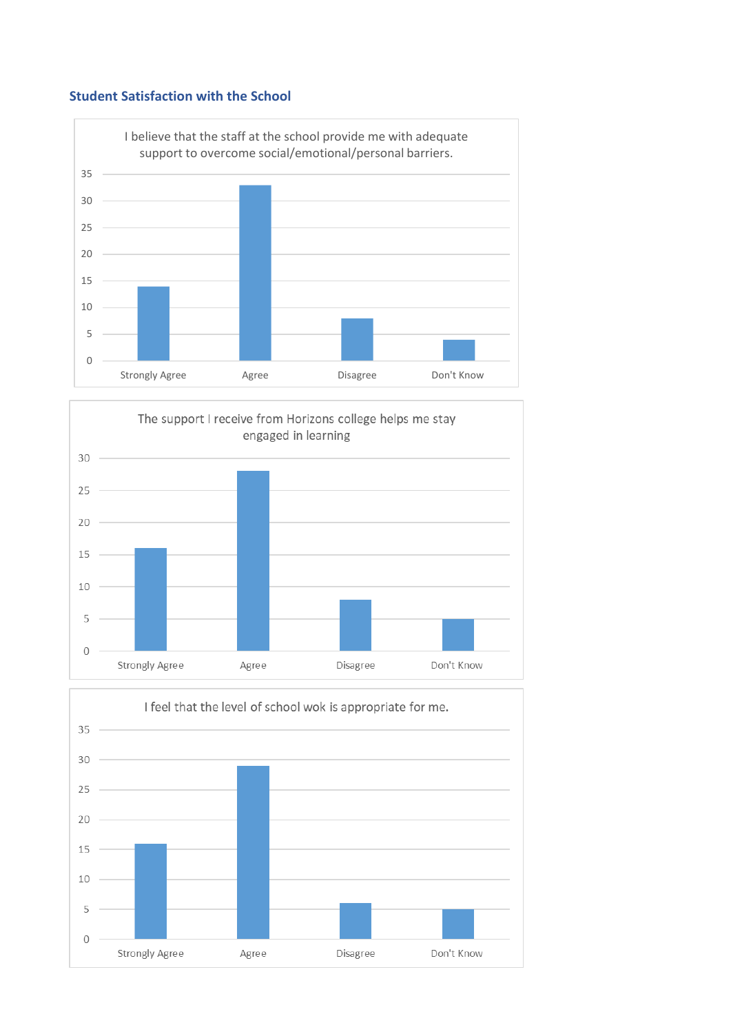## Student Satisfaction with the School

I believe that the staff at the school provide me with adequate support to overcome social/emotional/personal barriers.

| Response | Count |
|---|---|
| Strongly Agree | 14 |
| Agree | 33 |
| Disagree | 8 |
| Don't Know | 4 |

The support I receive from Horizons college helps me stay engaged in learning

| Response | Count |
|---|---|
| Strongly Agree | 16 |
| Agree | 28 |
| Disagree | 8 |
| Don't Know | 5 |

I feel that the level of school wok is appropriate for me.

| Response | Count |
|---|---|
| Strongly Agree | 16 |
| Agree | 29 |
| Disagree | 6 |
| Don't Know | 5 |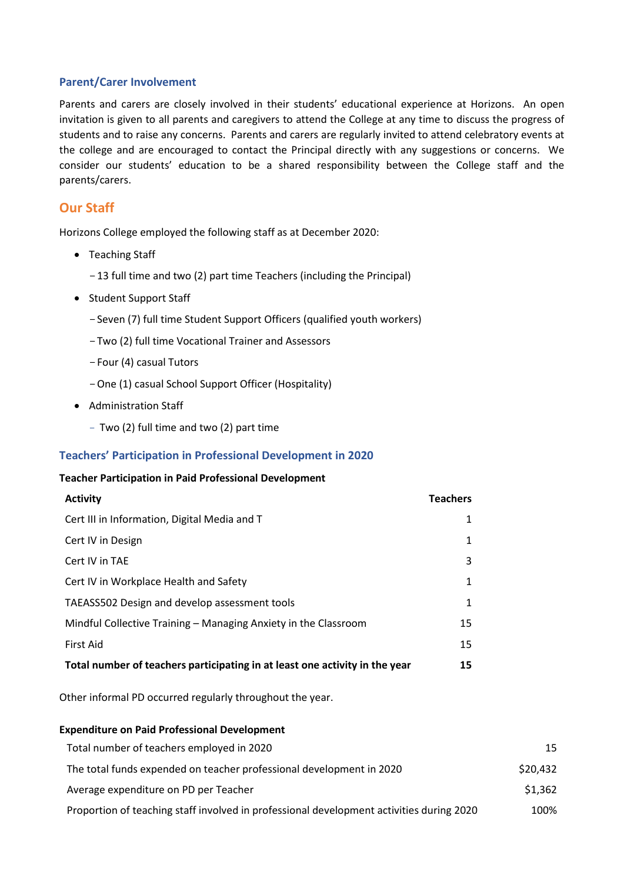### Parent/Carer Involvement

Parents and carers are closely involved in their students' educational experience at Horizons. An open invitation is given to all parents and caregivers to attend the College at any time to discuss the progress of students and to raise any concerns. Parents and carers are regularly invited to attend celebratory events at the college and are encouraged to contact the Principal directly with any suggestions or concerns. We consider our students' education to be a shared responsibility between the College staff and the parents/carers.

## Our Staff

Horizons College employed the following staff as at December 2020:

- Teaching Staff
  - 13 full time and two (2) part time Teachers (including the Principal)
- Student Support Staff
  - Seven (7) full time Student Support Officers (qualified youth workers)
  - Two (2) full time Vocational Trainer and Assessors
  - Four (4) casual Tutors
  - One (1) casual School Support Officer (Hospitality)
- Administration Staff
  - Two (2) full time and two (2) part time

### Teachers' Participation in Professional Development in 2020

**Teacher Participation in Paid Professional Development**

| Activity | Teachers |
|---|---|
| Cert III in Information, Digital Media and T | 1 |
| Cert IV in Design | 1 |
| Cert IV in TAE | 3 |
| Cert IV in Workplace Health and Safety | 1 |
| TAEASS502 Design and develop assessment tools | 1 |
| Mindful Collective Training – Managing Anxiety in the Classroom | 15 |
| First Aid | 15 |
| **Total number of teachers participating in at least one activity in the year** | **15** |

Other informal PD occurred regularly throughout the year.

**Expenditure on Paid Professional Development**

| | |
|---|---|
| Total number of teachers employed in 2020 | 15 |
| The total funds expended on teacher professional development in 2020 | $20,432 |
| Average expenditure on PD per Teacher | $1,362 |
| Proportion of teaching staff involved in professional development activities during 2020 | 100% |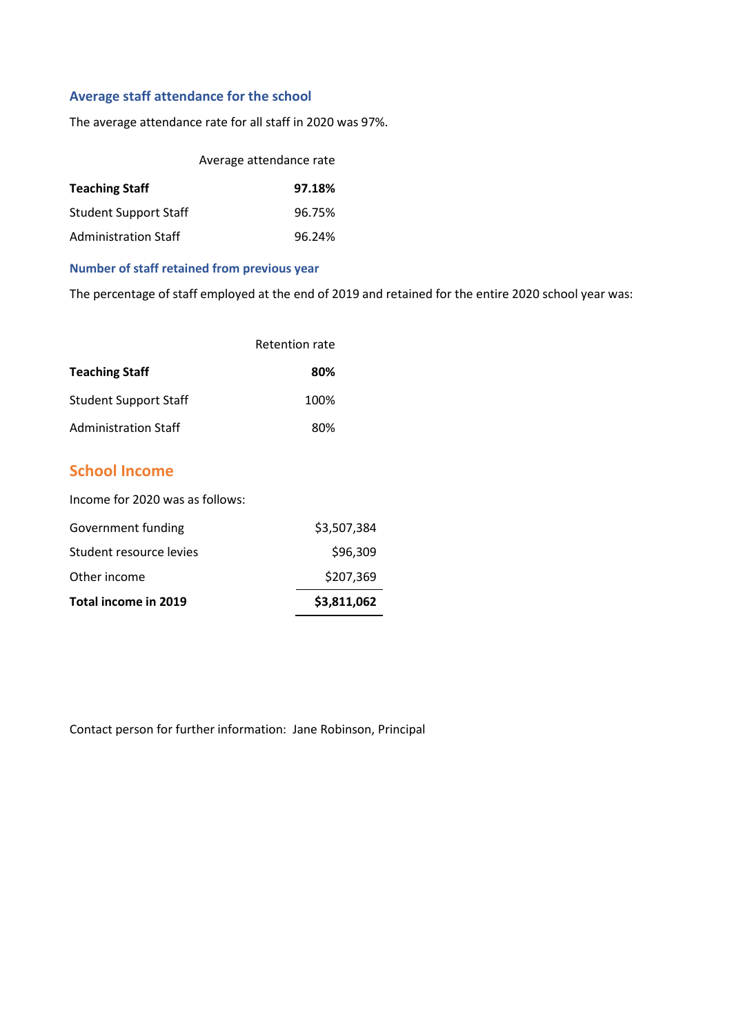### Average staff attendance for the school

The average attendance rate for all staff in 2020 was 97%.

| | Average attendance rate |
|---|---|
| **Teaching Staff** | **97.18%** |
| Student Support Staff | 96.75% |
| Administration Staff | 96.24% |

### Number of staff retained from previous year

The percentage of staff employed at the end of 2019 and retained for the entire 2020 school year was:

| | Retention rate |
|---|---|
| **Teaching Staff** | **80%** |
| Student Support Staff | 100% |
| Administration Staff | 80% |

## School Income

Income for 2020 was as follows:

| | |
|---|---|
| Government funding | $3,507,384 |
| Student resource levies | $96,309 |
| Other income | $207,369 |
| **Total income in 2019** | **$3,811,062** |

Contact person for further information: Jane Robinson, Principal